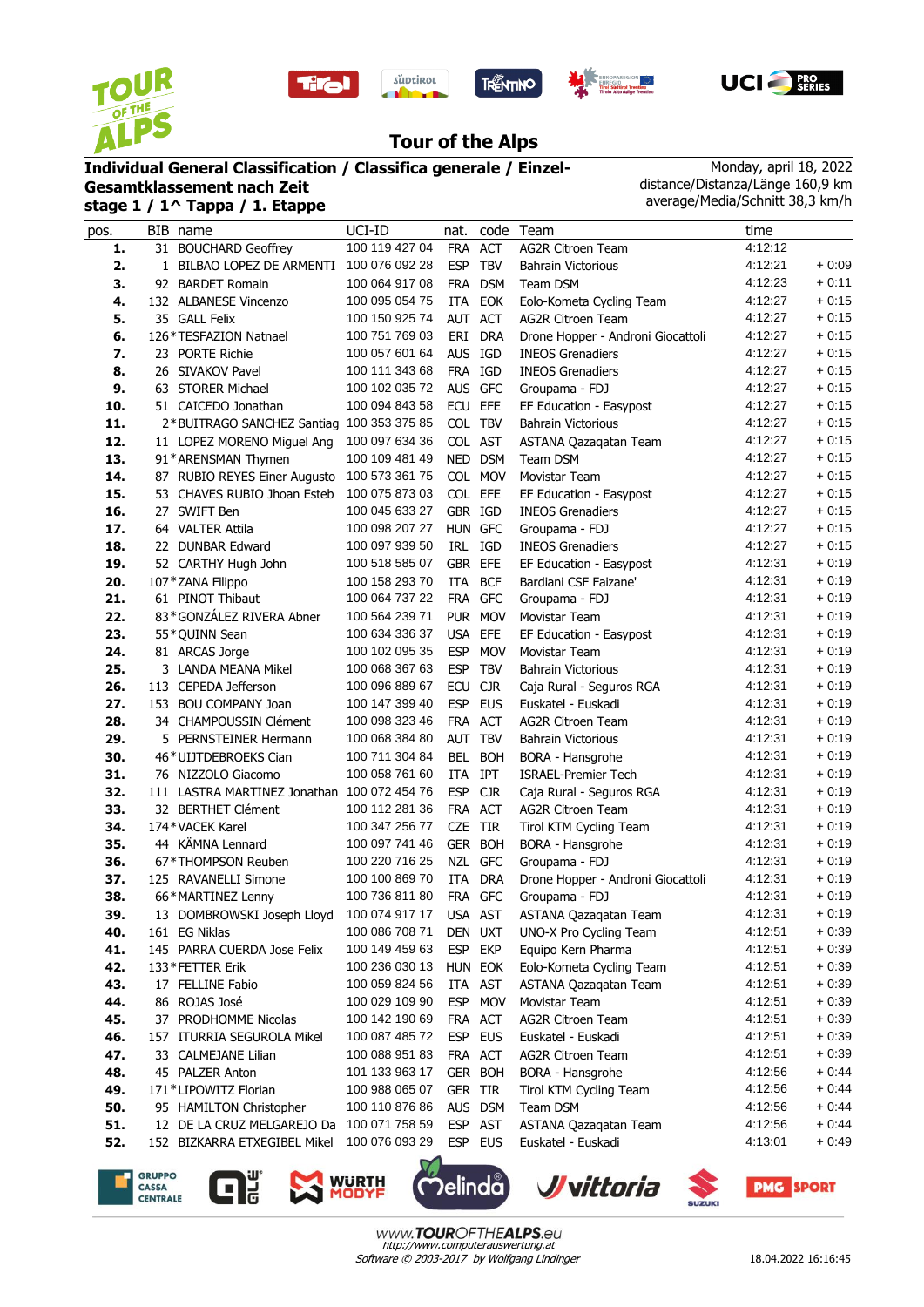# Tour of the Alps

**Individual General Classification / Classifica generale / Einzel-Gesamtklassement nach Zeit**
**stage 1 / 1^ Tappa / 1. Etappe**

Monday, april 18, 2022
distance/Distanza/Länge 160,9 km
average/Media/Schnitt 38,3 km/h

| pos. | BIB | name | UCI-ID | nat. | code | Team | time | |
|---|---|---|---|---|---|---|---|---|
| **1.** | 31 | BOUCHARD Geoffrey | 100 119 427 04 | FRA | ACT | AG2R Citroen Team | 4:12:12 | |
| **2.** | 1 | BILBAO LOPEZ DE ARMENTI | 100 076 092 28 | ESP | TBV | Bahrain Victorious | 4:12:21 | + 0:09 |
| **3.** | 92 | BARDET Romain | 100 064 917 08 | FRA | DSM | Team DSM | 4:12:23 | + 0:11 |
| **4.** | 132 | ALBANESE Vincenzo | 100 095 054 75 | ITA | EOK | Eolo-Kometa Cycling Team | 4:12:27 | + 0:15 |
| **5.** | 35 | GALL Felix | 100 150 925 74 | AUT | ACT | AG2R Citroen Team | 4:12:27 | + 0:15 |
| **6.** | 126 | *TESFAZION Natnael | 100 751 769 03 | ERI | DRA | Drone Hopper - Androni Giocattoli | 4:12:27 | + 0:15 |
| **7.** | 23 | PORTE Richie | 100 057 601 64 | AUS | IGD | INEOS Grenadiers | 4:12:27 | + 0:15 |
| **8.** | 26 | SIVAKOV Pavel | 100 111 343 68 | FRA | IGD | INEOS Grenadiers | 4:12:27 | + 0:15 |
| **9.** | 63 | STORER Michael | 100 102 035 72 | AUS | GFC | Groupama - FDJ | 4:12:27 | + 0:15 |
| **10.** | 51 | CAICEDO Jonathan | 100 094 843 58 | ECU | EFE | EF Education - Easypost | 4:12:27 | + 0:15 |
| **11.** | 2 | *BUITRAGO SANCHEZ Santiag | 100 353 375 85 | COL | TBV | Bahrain Victorious | 4:12:27 | + 0:15 |
| **12.** | 11 | LOPEZ MORENO Miguel Ang | 100 097 634 36 | COL | AST | ASTANA Qazaqatan Team | 4:12:27 | + 0:15 |
| **13.** | 91 | *ARENSMAN Thymen | 100 109 481 49 | NED | DSM | Team DSM | 4:12:27 | + 0:15 |
| **14.** | 87 | RUBIO REYES Einer Augusto | 100 573 361 75 | COL | MOV | Movistar Team | 4:12:27 | + 0:15 |
| **15.** | 53 | CHAVES RUBIO Jhoan Esteb | 100 075 873 03 | COL | EFE | EF Education - Easypost | 4:12:27 | + 0:15 |
| **16.** | 27 | SWIFT Ben | 100 045 633 27 | GBR | IGD | INEOS Grenadiers | 4:12:27 | + 0:15 |
| **17.** | 64 | VALTER Attila | 100 098 207 27 | HUN | GFC | Groupama - FDJ | 4:12:27 | + 0:15 |
| **18.** | 22 | DUNBAR Edward | 100 097 939 50 | IRL | IGD | INEOS Grenadiers | 4:12:27 | + 0:15 |
| **19.** | 52 | CARTHY Hugh John | 100 518 585 07 | GBR | EFE | EF Education - Easypost | 4:12:31 | + 0:19 |
| **20.** | 107 | *ZANA Filippo | 100 158 293 70 | ITA | BCF | Bardiani CSF Faizane' | 4:12:31 | + 0:19 |
| **21.** | 61 | PINOT Thibaut | 100 064 737 22 | FRA | GFC | Groupama - FDJ | 4:12:31 | + 0:19 |
| **22.** | 83 | *GONZÁLEZ RIVERA Abner | 100 564 239 71 | PUR | MOV | Movistar Team | 4:12:31 | + 0:19 |
| **23.** | 55 | *QUINN Sean | 100 634 336 37 | USA | EFE | EF Education - Easypost | 4:12:31 | + 0:19 |
| **24.** | 81 | ARCAS Jorge | 100 102 095 35 | ESP | MOV | Movistar Team | 4:12:31 | + 0:19 |
| **25.** | 3 | LANDA MEANA Mikel | 100 068 367 63 | ESP | TBV | Bahrain Victorious | 4:12:31 | + 0:19 |
| **26.** | 113 | CEPEDA Jefferson | 100 096 889 67 | ECU | CJR | Caja Rural - Seguros RGA | 4:12:31 | + 0:19 |
| **27.** | 153 | BOU COMPANY Joan | 100 147 399 40 | ESP | EUS | Euskatel - Euskadi | 4:12:31 | + 0:19 |
| **28.** | 34 | CHAMPOUSSIN Clément | 100 098 323 46 | FRA | ACT | AG2R Citroen Team | 4:12:31 | + 0:19 |
| **29.** | 5 | PERNSTEINER Hermann | 100 068 384 80 | AUT | TBV | Bahrain Victorious | 4:12:31 | + 0:19 |
| **30.** | 46 | *UIJTDEBROEKS Cian | 100 711 304 84 | BEL | BOH | BORA - Hansgrohe | 4:12:31 | + 0:19 |
| **31.** | 76 | NIZZOLO Giacomo | 100 058 761 60 | ITA | IPT | ISRAEL-Premier Tech | 4:12:31 | + 0:19 |
| **32.** | 111 | LASTRA MARTINEZ Jonathan | 100 072 454 76 | ESP | CJR | Caja Rural - Seguros RGA | 4:12:31 | + 0:19 |
| **33.** | 32 | BERTHET Clément | 100 112 281 36 | FRA | ACT | AG2R Citroen Team | 4:12:31 | + 0:19 |
| **34.** | 174 | *VACEK Karel | 100 347 256 77 | CZE | TIR | Tirol KTM Cycling Team | 4:12:31 | + 0:19 |
| **35.** | 44 | KÄMNA Lennard | 100 097 741 46 | GER | BOH | BORA - Hansgrohe | 4:12:31 | + 0:19 |
| **36.** | 67 | *THOMPSON Reuben | 100 220 716 25 | NZL | GFC | Groupama - FDJ | 4:12:31 | + 0:19 |
| **37.** | 125 | RAVANELLI Simone | 100 100 869 70 | ITA | DRA | Drone Hopper - Androni Giocattoli | 4:12:31 | + 0:19 |
| **38.** | 66 | *MARTINEZ Lenny | 100 736 811 80 | FRA | GFC | Groupama - FDJ | 4:12:31 | + 0:19 |
| **39.** | 13 | DOMBROWSKI Joseph Lloyd | 100 074 917 17 | USA | AST | ASTANA Qazaqatan Team | 4:12:31 | + 0:19 |
| **40.** | 161 | EG Niklas | 100 086 708 71 | DEN | UXT | UNO-X Pro Cycling Team | 4:12:51 | + 0:39 |
| **41.** | 145 | PARRA CUERDA Jose Felix | 100 149 459 63 | ESP | EKP | Equipo Kern Pharma | 4:12:51 | + 0:39 |
| **42.** | 133 | *FETTER Erik | 100 236 030 13 | HUN | EOK | Eolo-Kometa Cycling Team | 4:12:51 | + 0:39 |
| **43.** | 17 | FELLINE Fabio | 100 059 824 56 | ITA | AST | ASTANA Qazaqatan Team | 4:12:51 | + 0:39 |
| **44.** | 86 | ROJAS José | 100 029 109 90 | ESP | MOV | Movistar Team | 4:12:51 | + 0:39 |
| **45.** | 37 | PRODHOMME Nicolas | 100 142 190 69 | FRA | ACT | AG2R Citroen Team | 4:12:51 | + 0:39 |
| **46.** | 157 | ITURRIA SEGUROLA Mikel | 100 087 485 72 | ESP | EUS | Euskatel - Euskadi | 4:12:51 | + 0:39 |
| **47.** | 33 | CALMEJANE Lilian | 100 088 951 83 | FRA | ACT | AG2R Citroen Team | 4:12:51 | + 0:39 |
| **48.** | 45 | PALZER Anton | 101 133 963 17 | GER | BOH | BORA - Hansgrohe | 4:12:56 | + 0:44 |
| **49.** | 171 | *LIPOWITZ Florian | 100 988 065 07 | GER | TIR | Tirol KTM Cycling Team | 4:12:56 | + 0:44 |
| **50.** | 95 | HAMILTON Christopher | 100 110 876 86 | AUS | DSM | Team DSM | 4:12:56 | + 0:44 |
| **51.** | 12 | DE LA CRUZ MELGAREJO Da | 100 071 758 59 | ESP | AST | ASTANA Qazaqatan Team | 4:12:56 | + 0:44 |
| **52.** | 152 | BIZKARRA ETXEGIBEL Mikel | 100 076 093 29 | ESP | EUS | Euskatel - Euskadi | 4:13:01 | + 0:49 |

www.TOUROFTHEALPS.eu
http://www.computerauswertung.at
Software © 2003-2017 by Wolfgang Lindinger

18.04.2022 16:16:45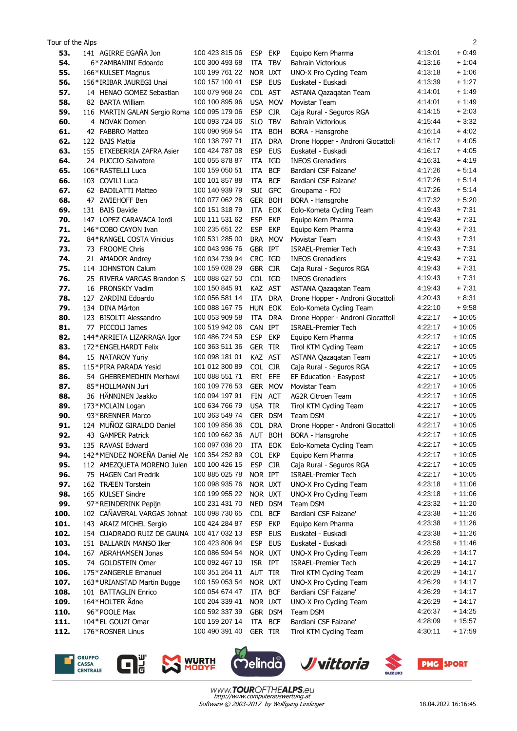Tour of the Alps

| Pos. | No. | Name | UCI ID | Nat. | Team | Team Name | Time | Gap |
|---|---|---|---|---|---|---|---|---|
| 53. | 141 | AGIRRE EGAÑA Jon | 100 423 815 06 | ESP | EKP | Equipo Kern Pharma | 4:13:01 | + 0:49 |
| 54. | 6 | *ZAMBANINI Edoardo | 100 300 493 68 | ITA | TBV | Bahrain Victorious | 4:13:16 | + 1:04 |
| 55. | 166 | *KULSET Magnus | 100 199 761 22 | NOR | UXT | UNO-X Pro Cycling Team | 4:13:18 | + 1:06 |
| 56. | 156 | *IRIBAR JAUREGI Unai | 100 157 100 41 | ESP | EUS | Euskadel - Euskadi | 4:13:39 | + 1:27 |
| 57. | 14 | HENAO GOMEZ Sebastian | 100 079 968 24 | COL | AST | ASTANA Qazaqatan Team | 4:14:01 | + 1:49 |
| 58. | 82 | BARTA William | 100 100 895 96 | USA | MOV | Movistar Team | 4:14:01 | + 1:49 |
| 59. | 116 | MARTIN GALAN Sergio Roma | 100 095 179 06 | ESP | CJR | Caja Rural - Seguros RGA | 4:14:15 | + 2:03 |
| 60. | 4 | NOVAK Domen | 100 093 724 06 | SLO | TBV | Bahrain Victorious | 4:15:44 | + 3:32 |
| 61. | 42 | FABBRO Matteo | 100 090 959 54 | ITA | BOH | BORA - Hansgrohe | 4:16:14 | + 4:02 |
| 62. | 122 | BAIS Mattia | 100 138 797 71 | ITA | DRA | Drone Hopper - Androni Giocattoli | 4:16:17 | + 4:05 |
| 63. | 155 | ETXEBERRIA ZAFRA Asier | 100 424 787 08 | ESP | EUS | Euskadel - Euskadi | 4:16:17 | + 4:05 |
| 64. | 24 | PUCCIO Salvatore | 100 055 878 87 | ITA | IGD | INEOS Grenadiers | 4:16:31 | + 4:19 |
| 65. | 106 | *RASTELLI Luca | 100 159 050 51 | ITA | BCF | Bardiani CSF Faizane' | 4:17:26 | + 5:14 |
| 66. | 103 | COVILI Luca | 100 101 857 88 | ITA | BCF | Bardiani CSF Faizane' | 4:17:26 | + 5:14 |
| 67. | 62 | BADILATTI Matteo | 100 140 939 79 | SUI | GFC | Groupama - FDJ | 4:17:26 | + 5:14 |
| 68. | 47 | ZWIEHOFF Ben | 100 077 062 28 | GER | BOH | BORA - Hansgrohe | 4:17:32 | + 5:20 |
| 69. | 131 | BAIS Davide | 100 151 318 79 | ITA | EOK | Eolo-Kometa Cycling Team | 4:19:43 | + 7:31 |
| 70. | 147 | LOPEZ CARAVACA Jordi | 100 111 531 62 | ESP | EKP | Equipo Kern Pharma | 4:19:43 | + 7:31 |
| 71. | 146 | *COBO CAYON Ivan | 100 235 651 22 | ESP | EKP | Equipo Kern Pharma | 4:19:43 | + 7:31 |
| 72. | 84 | *RANGEL COSTA Vinicius | 100 531 285 00 | BRA | MOV | Movistar Team | 4:19:43 | + 7:31 |
| 73. | 73 | FROOME Chris | 100 043 930 76 | GBR | IPT | ISRAEL-Premier Tech | 4:19:43 | + 7:31 |
| 74. | 21 | AMADOR Andrey | 100 034 739 94 | CRC | IGD | INEOS Grenadiers | 4:19:43 | + 7:31 |
| 75. | 114 | JOHNSTON Calum | 100 159 028 29 | GBR | CJR | Caja Rural - Seguros RGA | 4:19:43 | + 7:31 |
| 76. | 25 | RIVERA VARGAS Brandon S | 100 088 627 50 | COL | IGD | INEOS Grenadiers | 4:19:43 | + 7:31 |
| 77. | 16 | PRONSKIY Vadim | 100 150 845 91 | KAZ | AST | ASTANA Qazaqatan Team | 4:19:43 | + 7:31 |
| 78. | 127 | ZARDINI Edoardo | 100 056 581 14 | ITA | DRA | Drone Hopper - Androni Giocattoli | 4:20:43 | + 8:31 |
| 79. | 134 | DINA Márton | 100 088 167 75 | HUN | EOK | Eolo-Kometa Cycling Team | 4:22:10 | + 9:58 |
| 80. | 123 | BISOLTI Alessandro | 100 053 909 58 | ITA | DRA | Drone Hopper - Androni Giocattoli | 4:22:17 | + 10:05 |
| 81. | 77 | PICCOLI James | 100 519 942 06 | CAN | IPT | ISRAEL-Premier Tech | 4:22:17 | + 10:05 |
| 82. | 144 | *ARRIETA LIZARRAGA Igor | 100 486 724 59 | ESP | EKP | Equipo Kern Pharma | 4:22:17 | + 10:05 |
| 83. | 172 | *ENGELHARDT Felix | 100 363 511 36 | GER | TIR | Tirol KTM Cycling Team | 4:22:17 | + 10:05 |
| 84. | 15 | NATAROV Yuriy | 100 098 181 01 | KAZ | AST | ASTANA Qazaqatan Team | 4:22:17 | + 10:05 |
| 85. | 115 | *PIRA PARADA Yesid | 101 012 300 89 | COL | CJR | Caja Rural - Seguros RGA | 4:22:17 | + 10:05 |
| 86. | 54 | GHEBREMEDHIN Merhawi | 100 088 551 71 | ERI | EFE | EF Education - Easypost | 4:22:17 | + 10:05 |
| 87. | 85 | *HOLLMANN Juri | 100 109 776 53 | GER | MOV | Movistar Team | 4:22:17 | + 10:05 |
| 88. | 36 | HÄNNINEN Jaakko | 100 094 197 91 | FIN | ACT | AG2R Citroen Team | 4:22:17 | + 10:05 |
| 89. | 173 | *MCLAIN Logan | 100 634 766 79 | USA | TIR | Tirol KTM Cycling Team | 4:22:17 | + 10:05 |
| 90. | 93 | *BRENNER Marco | 100 363 549 74 | GER | DSM | Team DSM | 4:22:17 | + 10:05 |
| 91. | 124 | MUÑOZ GIRALDO Daniel | 100 109 856 36 | COL | DRA | Drone Hopper - Androni Giocattoli | 4:22:17 | + 10:05 |
| 92. | 43 | GAMPER Patrick | 100 109 662 36 | AUT | BOH | BORA - Hansgrohe | 4:22:17 | + 10:05 |
| 93. | 135 | RAVASI Edward | 100 097 036 20 | ITA | EOK | Eolo-Kometa Cycling Team | 4:22:17 | + 10:05 |
| 94. | 142 | *MENDEZ NOREÑA Daniel Ale | 100 354 252 93 | COL | EKP | Equipo Kern Pharma | 4:22:17 | + 10:05 |
| 95. | 112 | AMEZQUETA MORENO Julen | 100 100 426 15 | ESP | CJR | Caja Rural - Seguros RGA | 4:22:17 | + 10:05 |
| 96. | 75 | HAGEN Carl Fredrik | 100 885 025 78 | NOR | IPT | ISRAEL-Premier Tech | 4:22:17 | + 10:05 |
| 97. | 162 | TRÆEN Torstein | 100 098 935 76 | NOR | UXT | UNO-X Pro Cycling Team | 4:23:18 | + 11:06 |
| 98. | 165 | KULSET Sindre | 100 199 955 22 | NOR | UXT | UNO-X Pro Cycling Team | 4:23:18 | + 11:06 |
| 99. | 97 | *REINDERINK Pepijn | 100 231 431 70 | NED | DSM | Team DSM | 4:23:32 | + 11:20 |
| 100. | 102 | CAÑAVERAL VARGAS Johnat | 100 098 730 65 | COL | BCF | Bardiani CSF Faizane' | 4:23:38 | + 11:26 |
| 101. | 143 | ARAIZ MICHEL Sergio | 100 424 284 87 | ESP | EKP | Equipo Kern Pharma | 4:23:38 | + 11:26 |
| 102. | 154 | CUADRADO RUIZ DE GAUNA | 100 417 032 13 | ESP | EUS | Euskadel - Euskadi | 4:23:38 | + 11:26 |
| 103. | 151 | BALLARIN MANSO Iker | 100 423 806 94 | ESP | EUS | Euskadel - Euskadi | 4:23:58 | + 11:46 |
| 104. | 167 | ABRAHAMSEN Jonas | 100 086 594 54 | NOR | UXT | UNO-X Pro Cycling Team | 4:26:29 | + 14:17 |
| 105. | 74 | GOLDSTEIN Omer | 100 092 467 10 | ISR | IPT | ISRAEL-Premier Tech | 4:26:29 | + 14:17 |
| 106. | 175 | *ZANGERLE Emanuel | 100 351 264 11 | AUT | TIR | Tirol KTM Cycling Team | 4:26:29 | + 14:17 |
| 107. | 163 | *URIANSTAD Martin Bugge | 100 159 053 54 | NOR | UXT | UNO-X Pro Cycling Team | 4:26:29 | + 14:17 |
| 108. | 101 | BATTAGLIN Enrico | 100 054 674 47 | ITA | BCF | Bardiani CSF Faizane' | 4:26:29 | + 14:17 |
| 109. | 164 | *HOLTER Ådne | 100 204 339 41 | NOR | UXT | UNO-X Pro Cycling Team | 4:26:29 | + 14:17 |
| 110. | 96 | *POOLE Max | 100 592 337 39 | GBR | DSM | Team DSM | 4:26:37 | + 14:25 |
| 111. | 104 | *EL GOUZI Omar | 100 159 207 14 | ITA | BCF | Bardiani CSF Faizane' | 4:28:09 | + 15:57 |
| 112. | 176 | *ROSNER Linus | 100 490 391 40 | GER | TIR | Tirol KTM Cycling Team | 4:30:11 | + 17:59 |

www.TOUROFTHEALPS.eu
http://www.computerauswertung.at
Software © 2003-2017 by Wolfgang Lindinger

18.04.2022 16:16:45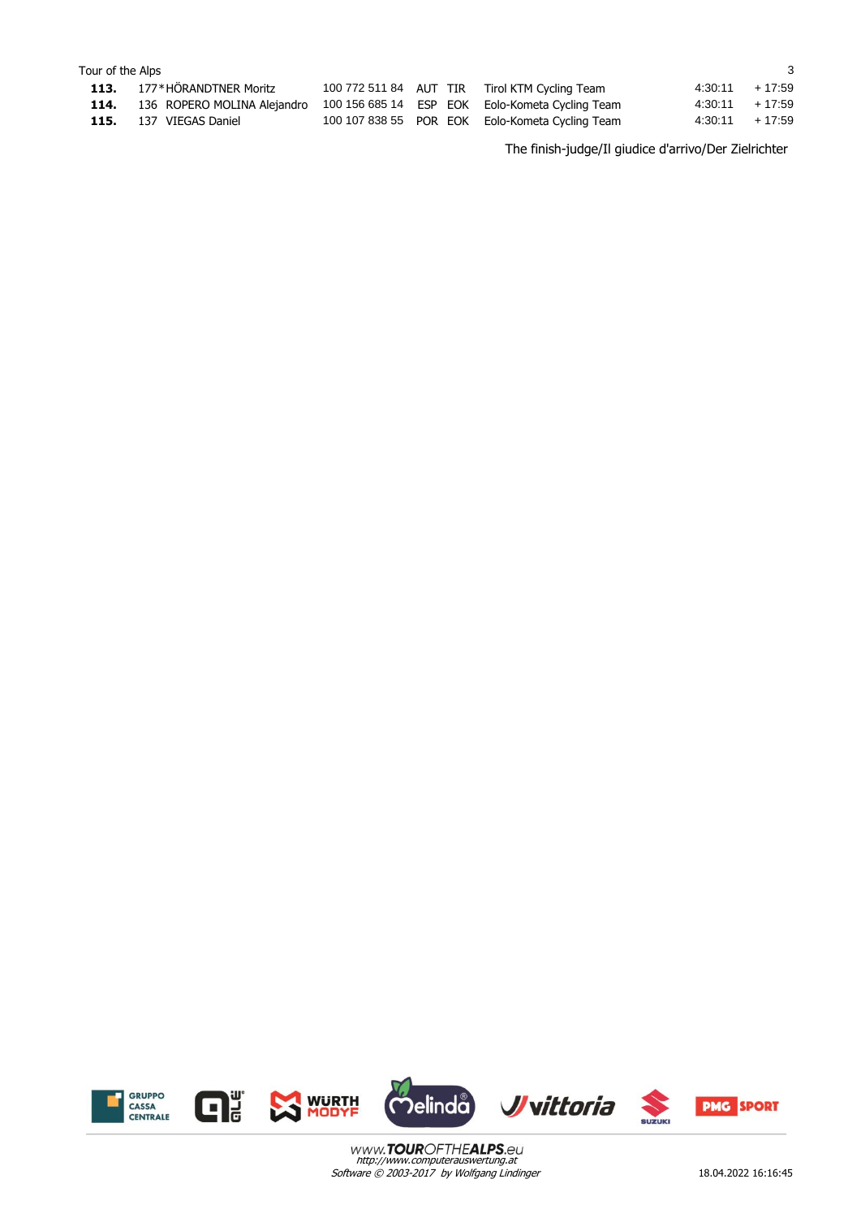| | | | | | | | | |
|---|---|---|---|---|---|---|---|---|
| **113.** | 177 | * HÖRANDTNER Moritz | 100 772 511 84 | AUT | TIR | Tirol KTM Cycling Team | 4:30:11 | + 17:59 |
| **114.** | 136 | ROPERO MOLINA Alejandro | 100 156 685 14 | ESP | EOK | Eolo-Kometa Cycling Team | 4:30:11 | + 17:59 |
| **115.** | 137 | VIEGAS Daniel | 100 107 838 55 | POR | EOK | Eolo-Kometa Cycling Team | 4:30:11 | + 17:59 |

The finish-judge/Il giudice d'arrivo/Der Zielrichter

www.TOUROFTHEALPS.eu
http://www.computerauswertung.at
Software © 2003-2017 by Wolfgang Lindinger

18.04.2022 16:16:45